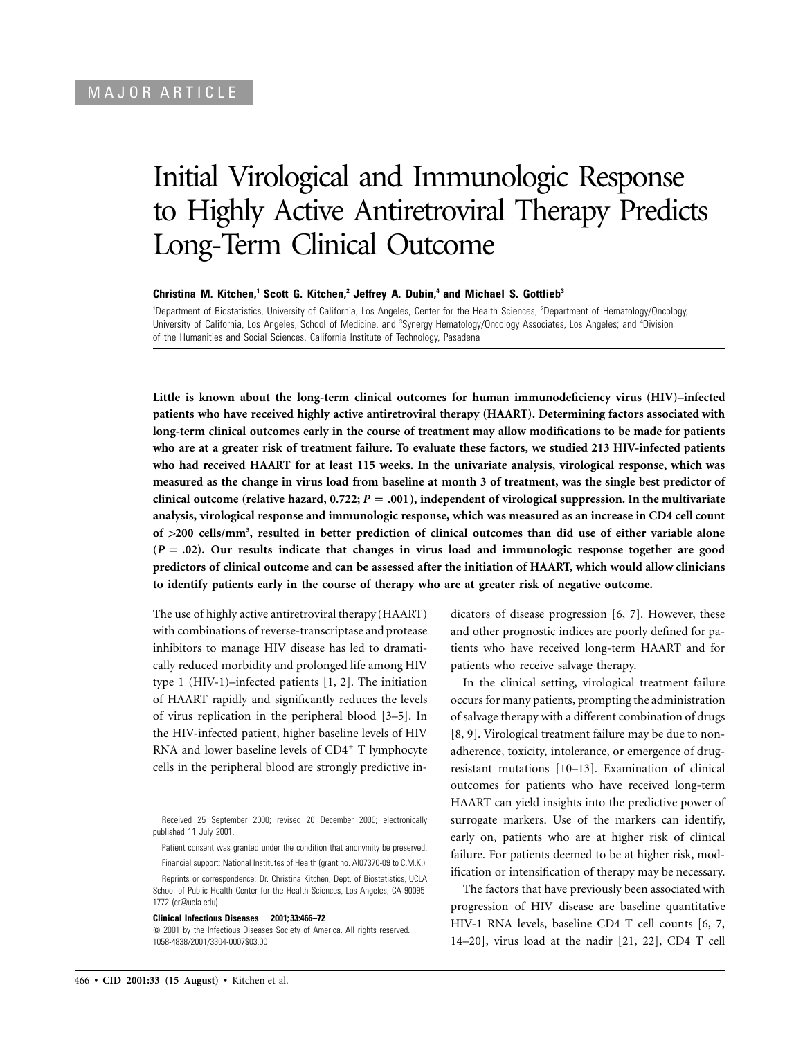MAJOR ARTICLE

# Initial Virological and Immunologic Response to Highly Active Antiretroviral Therapy Predicts Long-Term Clinical Outcome

**Christina M. Kitchen,[1] Scott G. Kitchen,[2] Jeffrey A. Dubin,[4] and Michael S. Gottlieb[3]**

[1]Department of Biostatistics, University of California, Los Angeles, Center for the Health Sciences, [2]Department of Hematology/Oncology, University of California, Los Angeles, School of Medicine, and [3]Synergy Hematology/Oncology Associates, Los Angeles; and [4]Division of the Humanities and Social Sciences, California Institute of Technology, Pasadena

**Little is known about the long-term clinical outcomes for human immunodeficiency virus (HIV)–infected patients who have received highly active antiretroviral therapy (HAART). Determining factors associated with long-term clinical outcomes early in the course of treatment may allow modifications to be made for patients who are at a greater risk of treatment failure. To evaluate these factors, we studied 213 HIV-infected patients who had received HAART for at least 115 weeks. In the univariate analysis, virological response, which was measured as the change in virus load from baseline at month 3 of treatment, was the single best predictor of clinical outcome (relative hazard, 0.722; $P = .001$), independent of virological suppression. In the multivariate analysis, virological response and immunologic response, which was measured as an increase in CD4 cell count of >200 cells/mm$^3$, resulted in better prediction of clinical outcomes than did use of either variable alone ($P = .02$). Our results indicate that changes in virus load and immunologic response together are good predictors of clinical outcome and can be assessed after the initiation of HAART, which would allow clinicians to identify patients early in the course of therapy who are at greater risk of negative outcome.**

The use of highly active antiretroviral therapy (HAART) with combinations of reverse-transcriptase and protease inhibitors to manage HIV disease has led to dramatically reduced morbidity and prolonged life among HIV type 1 (HIV-1)–infected patients [1, 2]. The initiation of HAART rapidly and significantly reduces the levels of virus replication in the peripheral blood [3–5]. In the HIV-infected patient, higher baseline levels of HIV RNA and lower baseline levels of CD4$^+$ T lymphocyte cells in the peripheral blood are strongly predictive indicators of disease progression [6, 7]. However, these and other prognostic indices are poorly defined for patients who have received long-term HAART and for patients who receive salvage therapy.

In the clinical setting, virological treatment failure occurs for many patients, prompting the administration of salvage therapy with a different combination of drugs [8, 9]. Virological treatment failure may be due to nonadherence, toxicity, intolerance, or emergence of drug-resistant mutations [10–13]. Examination of clinical outcomes for patients who have received long-term HAART can yield insights into the predictive power of surrogate markers. Use of the markers can identify, early on, patients who are at higher risk of clinical failure. For patients deemed to be at higher risk, modification or intensification of therapy may be necessary.

The factors that have previously been associated with progression of HIV disease are baseline quantitative HIV-1 RNA levels, baseline CD4 T cell counts [6, 7, 14–20], virus load at the nadir [21, 22], CD4 T cell

Received 25 September 2000; revised 20 December 2000; electronically published 11 July 2001.

Patient consent was granted under the condition that anonymity be preserved.

Financial support: National Institutes of Health (grant no. AI07370-09 to C.M.K.).

Reprints or correspondence: Dr. Christina Kitchen, Dept. of Biostatistics, UCLA School of Public Health Center for the Health Sciences, Los Angeles, CA 90095-1772 (cr@ucla.edu).

**Clinical Infectious Diseases 2001;33:466–72**

© 2001 by the Infectious Diseases Society of America. All rights reserved. 1058-4838/2001/3304-0007$03.00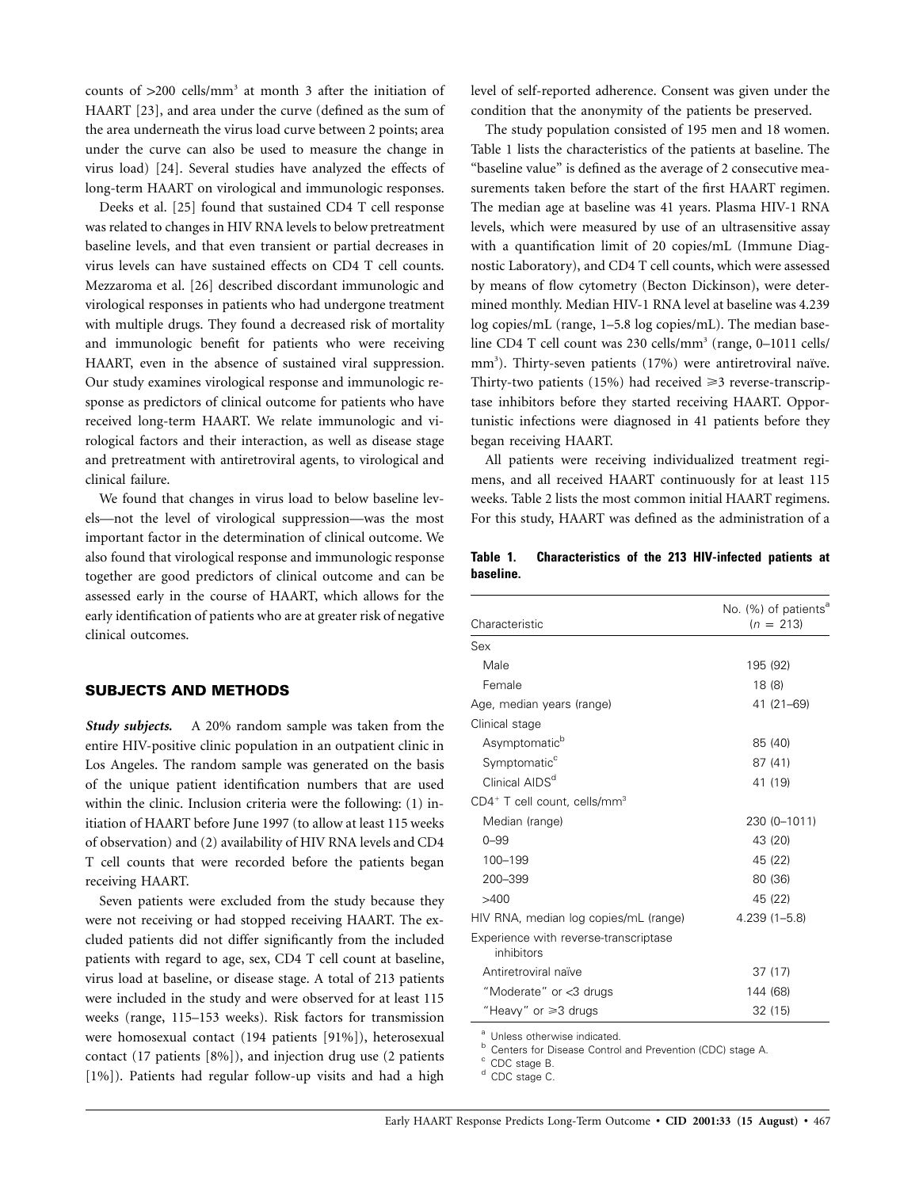counts of >200 cells/mm³ at month 3 after the initiation of HAART [23], and area under the curve (defined as the sum of the area underneath the virus load curve between 2 points; area under the curve can also be used to measure the change in virus load) [24]. Several studies have analyzed the effects of long-term HAART on virological and immunologic responses.

Deeks et al. [25] found that sustained CD4 T cell response was related to changes in HIV RNA levels to below pretreatment baseline levels, and that even transient or partial decreases in virus levels can have sustained effects on CD4 T cell counts. Mezzaroma et al. [26] described discordant immunologic and virological responses in patients who had undergone treatment with multiple drugs. They found a decreased risk of mortality and immunologic benefit for patients who were receiving HAART, even in the absence of sustained viral suppression. Our study examines virological response and immunologic response as predictors of clinical outcome for patients who have received long-term HAART. We relate immunologic and virological factors and their interaction, as well as disease stage and pretreatment with antiretroviral agents, to virological and clinical failure.

We found that changes in virus load to below baseline levels—not the level of virological suppression—was the most important factor in the determination of clinical outcome. We also found that virological response and immunologic response together are good predictors of clinical outcome and can be assessed early in the course of HAART, which allows for the early identification of patients who are at greater risk of negative clinical outcomes.

## SUBJECTS AND METHODS

***Study subjects.*** A 20% random sample was taken from the entire HIV-positive clinic population in an outpatient clinic in Los Angeles. The random sample was generated on the basis of the unique patient identification numbers that are used within the clinic. Inclusion criteria were the following: (1) initiation of HAART before June 1997 (to allow at least 115 weeks of observation) and (2) availability of HIV RNA levels and CD4 T cell counts that were recorded before the patients began receiving HAART.

Seven patients were excluded from the study because they were not receiving or had stopped receiving HAART. The excluded patients did not differ significantly from the included patients with regard to age, sex, CD4 T cell count at baseline, virus load at baseline, or disease stage. A total of 213 patients were included in the study and were observed for at least 115 weeks (range, 115–153 weeks). Risk factors for transmission were homosexual contact (194 patients [91%]), heterosexual contact (17 patients [8%]), and injection drug use (2 patients [1%]). Patients had regular follow-up visits and had a high level of self-reported adherence. Consent was given under the condition that the anonymity of the patients be preserved.

The study population consisted of 195 men and 18 women. Table 1 lists the characteristics of the patients at baseline. The "baseline value" is defined as the average of 2 consecutive measurements taken before the start of the first HAART regimen. The median age at baseline was 41 years. Plasma HIV-1 RNA levels, which were measured by use of an ultrasensitive assay with a quantification limit of 20 copies/mL (Immune Diagnostic Laboratory), and CD4 T cell counts, which were assessed by means of flow cytometry (Becton Dickinson), were determined monthly. Median HIV-1 RNA level at baseline was 4.239 log copies/mL (range, 1–5.8 log copies/mL). The median baseline CD4 T cell count was 230 cells/mm³ (range, 0–1011 cells/mm³). Thirty-seven patients (17%) were antiretroviral naïve. Thirty-two patients (15%) had received ⩾3 reverse-transcriptase inhibitors before they started receiving HAART. Opportunistic infections were diagnosed in 41 patients before they began receiving HAART.

All patients were receiving individualized treatment regimens, and all received HAART continuously for at least 115 weeks. Table 2 lists the most common initial HAART regimens. For this study, HAART was defined as the administration of a

**Table 1. Characteristics of the 213 HIV-infected patients at baseline.**

| Characteristic | No. (%) of patients[a] ($n$ = 213) |
|---|---|
| Sex | |
| Male | 195 (92) |
| Female | 18 (8) |
| Age, median years (range) | 41 (21–69) |
| Clinical stage | |
| Asymptomatic[b] | 85 (40) |
| Symptomatic[c] | 87 (41) |
| Clinical AIDS[d] | 41 (19) |
| $CD4^+$ T cell count, cells/mm³ | |
| Median (range) | 230 (0–1011) |
| 0–99 | 43 (20) |
| 100–199 | 45 (22) |
| 200–399 | 80 (36) |
| >400 | 45 (22) |
| HIV RNA, median log copies/mL (range) | 4.239 (1–5.8) |
| Experience with reverse-transcriptase inhibitors | |
| Antiretroviral naïve | 37 (17) |
| "Moderate" or <3 drugs | 144 (68) |
| "Heavy" or ⩾3 drugs | 32 (15) |

[a] Unless otherwise indicated.
[b] Centers for Disease Control and Prevention (CDC) stage A.
[c] CDC stage B.
[d] CDC stage C.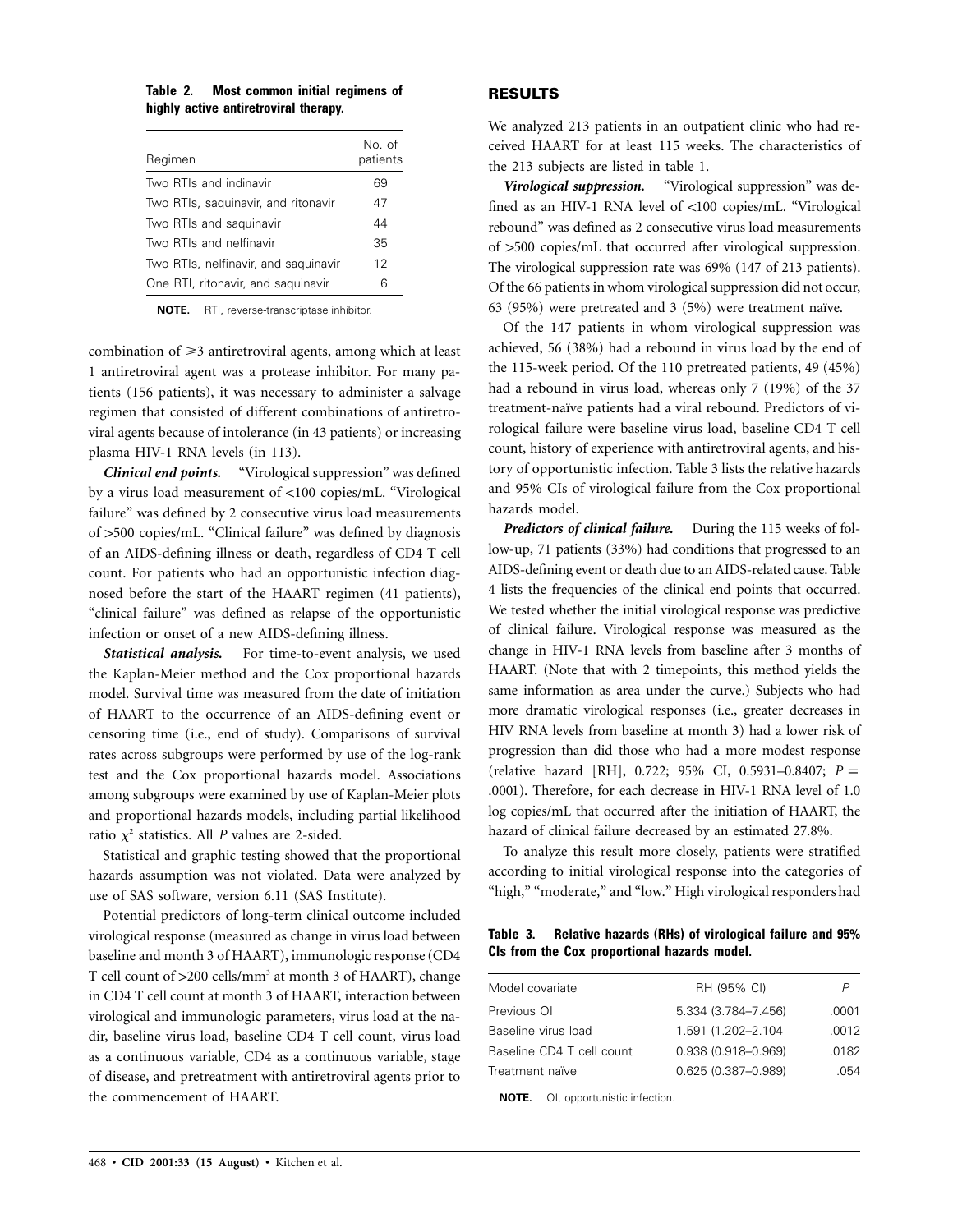**Table 2. Most common initial regimens of highly active antiretroviral therapy.**

| Regimen | No. of patients |
|---|---|
| Two RTIs and indinavir | 69 |
| Two RTIs, saquinavir, and ritonavir | 47 |
| Two RTIs and saquinavir | 44 |
| Two RTIs and nelfinavir | 35 |
| Two RTIs, nelfinavir, and saquinavir | 12 |
| One RTI, ritonavir, and saquinavir | 6 |

**NOTE.** RTI, reverse-transcriptase inhibitor.

combination of ⩾3 antiretroviral agents, among which at least 1 antiretroviral agent was a protease inhibitor. For many patients (156 patients), it was necessary to administer a salvage regimen that consisted of different combinations of antiretroviral agents because of intolerance (in 43 patients) or increasing plasma HIV-1 RNA levels (in 113).

***Clinical end points.*** "Virological suppression" was defined by a virus load measurement of <100 copies/mL. "Virological failure" was defined by 2 consecutive virus load measurements of >500 copies/mL. "Clinical failure" was defined by diagnosis of an AIDS-defining illness or death, regardless of CD4 T cell count. For patients who had an opportunistic infection diagnosed before the start of the HAART regimen (41 patients), "clinical failure" was defined as relapse of the opportunistic infection or onset of a new AIDS-defining illness.

***Statistical analysis.*** For time-to-event analysis, we used the Kaplan-Meier method and the Cox proportional hazards model. Survival time was measured from the date of initiation of HAART to the occurrence of an AIDS-defining event or censoring time (i.e., end of study). Comparisons of survival rates across subgroups were performed by use of the log-rank test and the Cox proportional hazards model. Associations among subgroups were examined by use of Kaplan-Meier plots and proportional hazards models, including partial likelihood ratio $\chi^2$ statistics. All *P* values are 2-sided.

Statistical and graphic testing showed that the proportional hazards assumption was not violated. Data were analyzed by use of SAS software, version 6.11 (SAS Institute).

Potential predictors of long-term clinical outcome included virological response (measured as change in virus load between baseline and month 3 of HAART), immunologic response (CD4 T cell count of >200 cells/mm$^3$ at month 3 of HAART), change in CD4 T cell count at month 3 of HAART, interaction between virological and immunologic parameters, virus load at the nadir, baseline virus load, baseline CD4 T cell count, virus load as a continuous variable, CD4 as a continuous variable, stage of disease, and pretreatment with antiretroviral agents prior to the commencement of HAART.

## RESULTS

We analyzed 213 patients in an outpatient clinic who had received HAART for at least 115 weeks. The characteristics of the 213 subjects are listed in table 1.

***Virological suppression.*** "Virological suppression" was defined as an HIV-1 RNA level of <100 copies/mL. "Virological rebound" was defined as 2 consecutive virus load measurements of >500 copies/mL that occurred after virological suppression. The virological suppression rate was 69% (147 of 213 patients). Of the 66 patients in whom virological suppression did not occur, 63 (95%) were pretreated and 3 (5%) were treatment naïve.

Of the 147 patients in whom virological suppression was achieved, 56 (38%) had a rebound in virus load by the end of the 115-week period. Of the 110 pretreated patients, 49 (45%) had a rebound in virus load, whereas only 7 (19%) of the 37 treatment-naïve patients had a viral rebound. Predictors of virological failure were baseline virus load, baseline CD4 T cell count, history of experience with antiretroviral agents, and history of opportunistic infection. Table 3 lists the relative hazards and 95% CIs of virological failure from the Cox proportional hazards model.

***Predictors of clinical failure.*** During the 115 weeks of follow-up, 71 patients (33%) had conditions that progressed to an AIDS-defining event or death due to an AIDS-related cause. Table 4 lists the frequencies of the clinical end points that occurred. We tested whether the initial virological response was predictive of clinical failure. Virological response was measured as the change in HIV-1 RNA levels from baseline after 3 months of HAART. (Note that with 2 timepoints, this method yields the same information as area under the curve.) Subjects who had more dramatic virological responses (i.e., greater decreases in HIV RNA levels from baseline at month 3) had a lower risk of progression than did those who had a more modest response (relative hazard [RH], 0.722; 95% CI, 0.5931–0.8407; $P =$ .0001). Therefore, for each decrease in HIV-1 RNA level of 1.0 log copies/mL that occurred after the initiation of HAART, the hazard of clinical failure decreased by an estimated 27.8%.

To analyze this result more closely, patients were stratified according to initial virological response into the categories of "high," "moderate," and "low." High virological responders had

**Table 3. Relative hazards (RHs) of virological failure and 95% CIs from the Cox proportional hazards model.**

| Model covariate | RH (95% CI) | *P* |
|---|---|---|
| Previous OI | 5.334 (3.784–7.456) | .0001 |
| Baseline virus load | 1.591 (1.202–2.104 | .0012 |
| Baseline CD4 T cell count | 0.938 (0.918–0.969) | .0182 |
| Treatment naïve | 0.625 (0.387–0.989) | .054 |

**NOTE.** OI, opportunistic infection.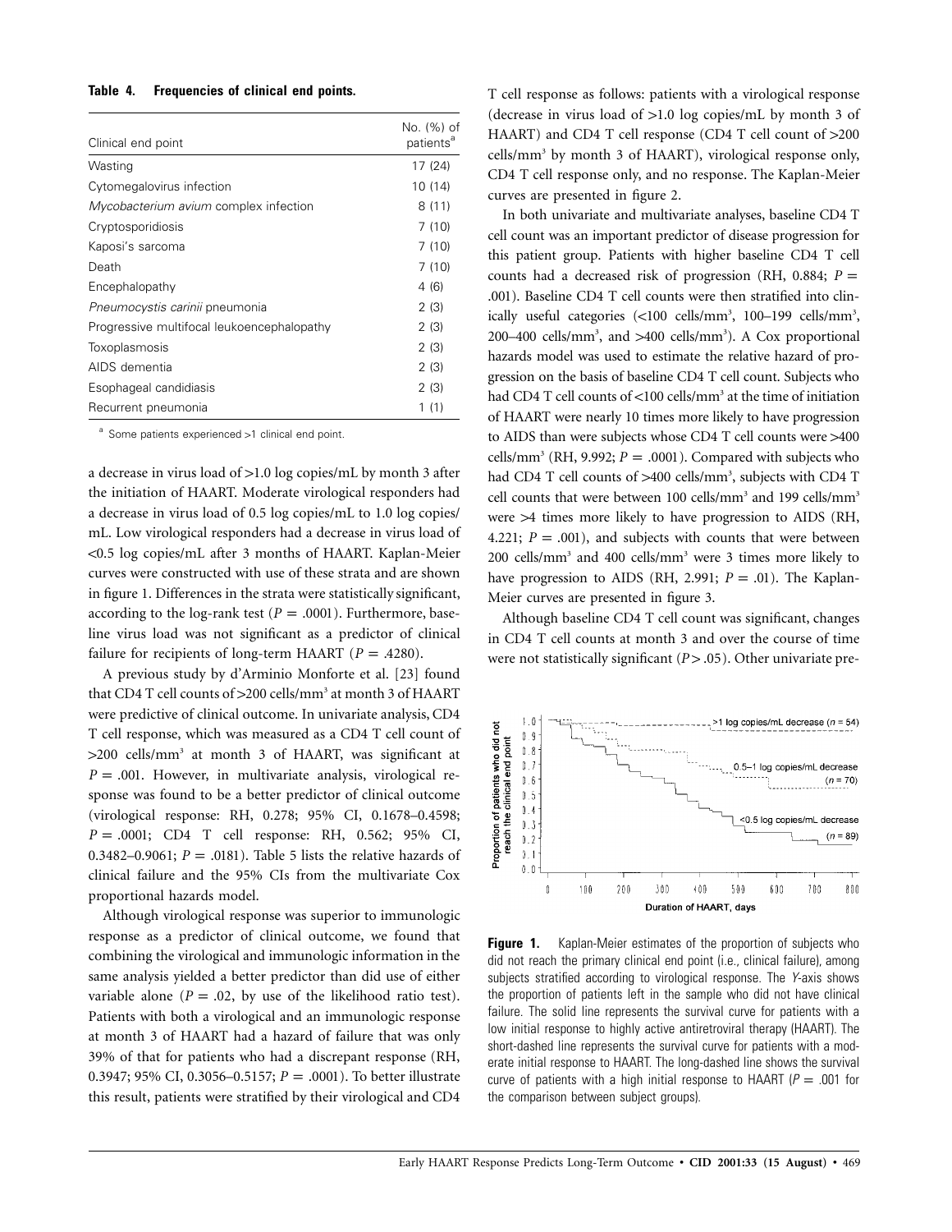**Table 4. Frequencies of clinical end points.**

| Clinical end point | No. (%) of patients[a] |
|---|---|
| Wasting | 17 (24) |
| Cytomegalovirus infection | 10 (14) |
| *Mycobacterium avium* complex infection | 8 (11) |
| Cryptosporidiosis | 7 (10) |
| Kaposi's sarcoma | 7 (10) |
| Death | 7 (10) |
| Encephalopathy | 4 (6) |
| *Pneumocystis carinii* pneumonia | 2 (3) |
| Progressive multifocal leukoencephalopathy | 2 (3) |
| Toxoplasmosis | 2 (3) |
| AIDS dementia | 2 (3) |
| Esophageal candidiasis | 2 (3) |
| Recurrent pneumonia | 1 (1) |

[a] Some patients experienced >1 clinical end point.

a decrease in virus load of >1.0 log copies/mL by month 3 after the initiation of HAART. Moderate virological responders had a decrease in virus load of 0.5 log copies/mL to 1.0 log copies/mL. Low virological responders had a decrease in virus load of <0.5 log copies/mL after 3 months of HAART. Kaplan-Meier curves were constructed with use of these strata and are shown in figure 1. Differences in the strata were statistically significant, according to the log-rank test ($P = .0001$). Furthermore, baseline virus load was not significant as a predictor of clinical failure for recipients of long-term HAART ($P = .4280$).

A previous study by d'Arminio Monforte et al. [23] found that CD4 T cell counts of >200 cells/mm³ at month 3 of HAART were predictive of clinical outcome. In univariate analysis, CD4 T cell response, which was measured as a CD4 T cell count of >200 cells/mm³ at month 3 of HAART, was significant at $P = .001$. However, in multivariate analysis, virological response was found to be a better predictor of clinical outcome (virological response: RH, 0.278; 95% CI, 0.1678–0.4598; $P = .0001$; CD4 T cell response: RH, 0.562; 95% CI, 0.3482–0.9061; $P = .0181$). Table 5 lists the relative hazards of clinical failure and the 95% CIs from the multivariate Cox proportional hazards model.

Although virological response was superior to immunologic response as a predictor of clinical outcome, we found that combining the virological and immunologic information in the same analysis yielded a better predictor than did use of either variable alone ($P = .02$, by use of the likelihood ratio test). Patients with both a virological and an immunologic response at month 3 of HAART had a hazard of failure that was only 39% of that for patients who had a discrepant response (RH, 0.3947; 95% CI, 0.3056–0.5157; $P = .0001$). To better illustrate this result, patients were stratified by their virological and CD4 T cell response as follows: patients with a virological response (decrease in virus load of >1.0 log copies/mL by month 3 of HAART) and CD4 T cell response (CD4 T cell count of >200 cells/mm³ by month 3 of HAART), virological response only, CD4 T cell response only, and no response. The Kaplan-Meier curves are presented in figure 2.

In both univariate and multivariate analyses, baseline CD4 T cell count was an important predictor of disease progression for this patient group. Patients with higher baseline CD4 T cell counts had a decreased risk of progression (RH, 0.884; $P = .001$). Baseline CD4 T cell counts were then stratified into clinically useful categories (<100 cells/mm³, 100–199 cells/mm³, 200–400 cells/mm³, and >400 cells/mm³). A Cox proportional hazards model was used to estimate the relative hazard of progression on the basis of baseline CD4 T cell count. Subjects who had CD4 T cell counts of <100 cells/mm³ at the time of initiation of HAART were nearly 10 times more likely to have progression to AIDS than were subjects whose CD4 T cell counts were >400 cells/mm³ (RH, 9.992; $P = .0001$). Compared with subjects who had CD4 T cell counts of >400 cells/mm³, subjects with CD4 T cell counts that were between 100 cells/mm³ and 199 cells/mm³ were >4 times more likely to have progression to AIDS (RH, 4.221; $P = .001$), and subjects with counts that were between 200 cells/mm³ and 400 cells/mm³ were 3 times more likely to have progression to AIDS (RH, 2.991; $P = .01$). The Kaplan-Meier curves are presented in figure 3.

Although baseline CD4 T cell count was significant, changes in CD4 T cell counts at month 3 and over the course of time were not statistically significant ($P > .05$). Other univariate pre-

**Figure 1.** Kaplan-Meier estimates of the proportion of subjects who did not reach the primary clinical end point (i.e., clinical failure), among subjects stratified according to virological response. The *Y*-axis shows the proportion of patients left in the sample who did not have clinical failure. The solid line represents the survival curve for patients with a low initial response to highly active antiretroviral therapy (HAART). The short-dashed line represents the survival curve for patients with a moderate initial response to HAART. The long-dashed line shows the survival curve of patients with a high initial response to HAART ($P = .001$ for the comparison between subject groups).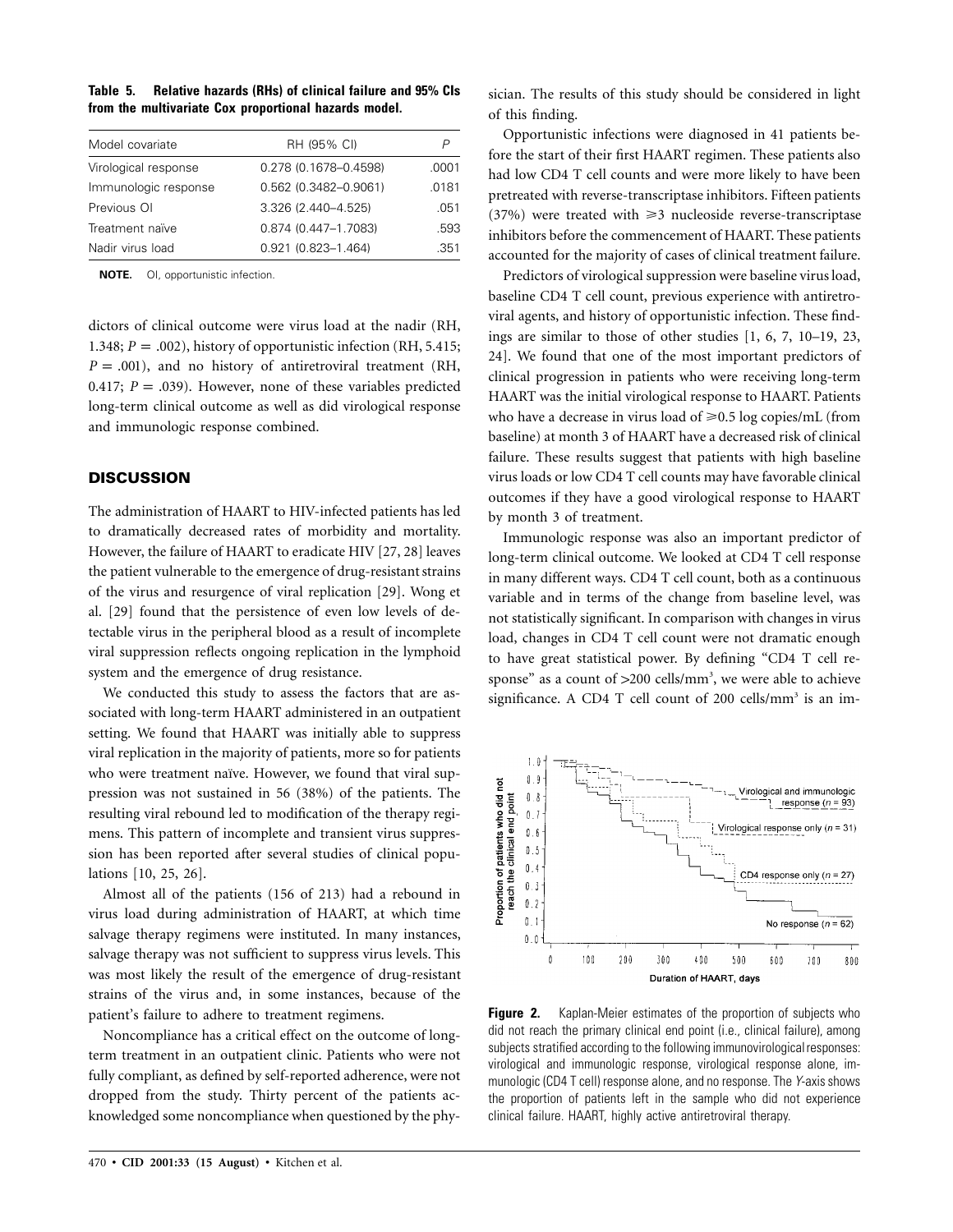**Table 5. Relative hazards (RHs) of clinical failure and 95% CIs from the multivariate Cox proportional hazards model.**

| Model covariate | RH (95% CI) | P |
|---|---|---|
| Virological response | 0.278 (0.1678–0.4598) | .0001 |
| Immunologic response | 0.562 (0.3482–0.9061) | .0181 |
| Previous OI | 3.326 (2.440–4.525) | .051 |
| Treatment naïve | 0.874 (0.447–1.7083) | .593 |
| Nadir virus load | 0.921 (0.823–1.464) | .351 |

**NOTE.** OI, opportunistic infection.

dictors of clinical outcome were virus load at the nadir (RH, 1.348; $P = .002$), history of opportunistic infection (RH, 5.415; $P = .001$), and no history of antiretroviral treatment (RH, 0.417; $P = .039$). However, none of these variables predicted long-term clinical outcome as well as did virological response and immunologic response combined.

## DISCUSSION

The administration of HAART to HIV-infected patients has led to dramatically decreased rates of morbidity and mortality. However, the failure of HAART to eradicate HIV [27, 28] leaves the patient vulnerable to the emergence of drug-resistant strains of the virus and resurgence of viral replication [29]. Wong et al. [29] found that the persistence of even low levels of detectable virus in the peripheral blood as a result of incomplete viral suppression reflects ongoing replication in the lymphoid system and the emergence of drug resistance.

We conducted this study to assess the factors that are associated with long-term HAART administered in an outpatient setting. We found that HAART was initially able to suppress viral replication in the majority of patients, more so for patients who were treatment naïve. However, we found that viral suppression was not sustained in 56 (38%) of the patients. The resulting viral rebound led to modification of the therapy regimens. This pattern of incomplete and transient virus suppression has been reported after several studies of clinical populations [10, 25, 26].

Almost all of the patients (156 of 213) had a rebound in virus load during administration of HAART, at which time salvage therapy regimens were instituted. In many instances, salvage therapy was not sufficient to suppress virus levels. This was most likely the result of the emergence of drug-resistant strains of the virus and, in some instances, because of the patient's failure to adhere to treatment regimens.

Noncompliance has a critical effect on the outcome of long-term treatment in an outpatient clinic. Patients who were not fully compliant, as defined by self-reported adherence, were not dropped from the study. Thirty percent of the patients acknowledged some noncompliance when questioned by the physician. The results of this study should be considered in light of this finding.

Opportunistic infections were diagnosed in 41 patients before the start of their first HAART regimen. These patients also had low CD4 T cell counts and were more likely to have been pretreated with reverse-transcriptase inhibitors. Fifteen patients (37%) were treated with $\geqslant 3$ nucleoside reverse-transcriptase inhibitors before the commencement of HAART. These patients accounted for the majority of cases of clinical treatment failure.

Predictors of virological suppression were baseline virus load, baseline CD4 T cell count, previous experience with antiretroviral agents, and history of opportunistic infection. These findings are similar to those of other studies [1, 6, 7, 10–19, 23, 24]. We found that one of the most important predictors of clinical progression in patients who were receiving long-term HAART was the initial virological response to HAART. Patients who have a decrease in virus load of $\geqslant 0.5$ log copies/mL (from baseline) at month 3 of HAART have a decreased risk of clinical failure. These results suggest that patients with high baseline virus loads or low CD4 T cell counts may have favorable clinical outcomes if they have a good virological response to HAART by month 3 of treatment.

Immunologic response was also an important predictor of long-term clinical outcome. We looked at CD4 T cell response in many different ways. CD4 T cell count, both as a continuous variable and in terms of the change from baseline level, was not statistically significant. In comparison with changes in virus load, changes in CD4 T cell count were not dramatic enough to have great statistical power. By defining "CD4 T cell response" as a count of >200 cells/mm$^3$, we were able to achieve significance. A CD4 T cell count of 200 cells/mm$^3$ is an im-

**Figure 2.** Kaplan-Meier estimates of the proportion of subjects who did not reach the primary clinical end point (i.e., clinical failure), among subjects stratified according to the following immunovirological responses: virological and immunologic response, virological response alone, immunologic (CD4 T cell) response alone, and no response. The *Y*-axis shows the proportion of patients left in the sample who did not experience clinical failure. HAART, highly active antiretroviral therapy.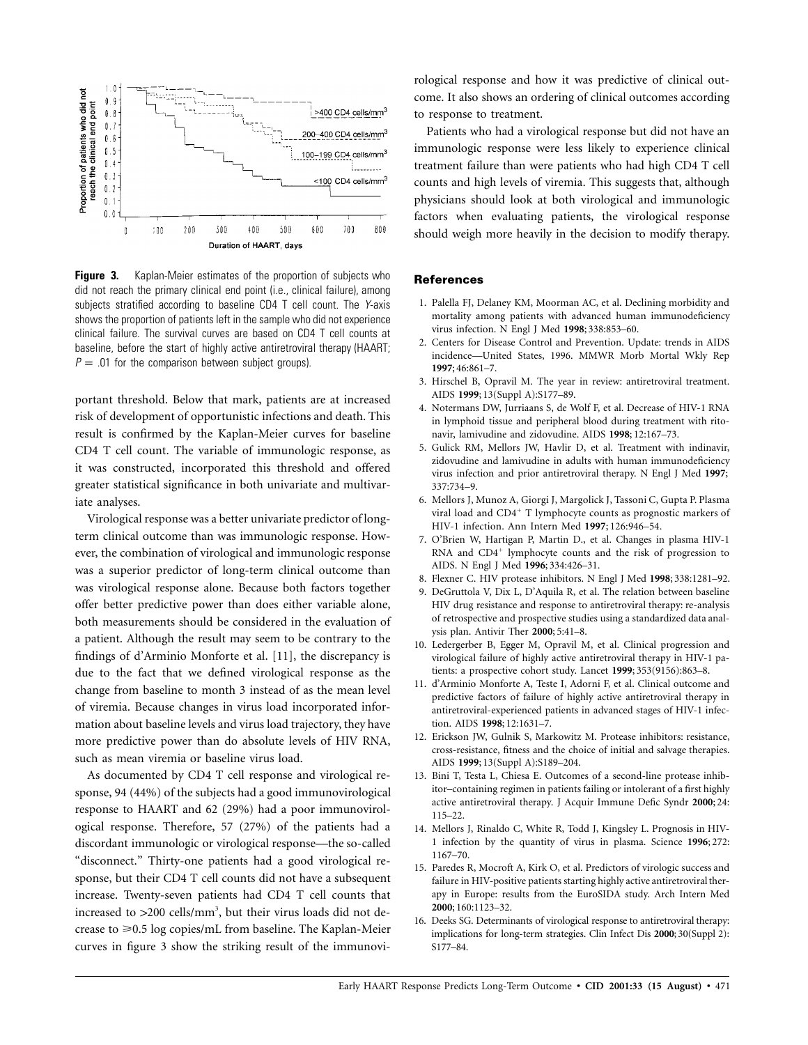**Figure 3.** Kaplan-Meier estimates of the proportion of subjects who did not reach the primary clinical end point (i.e., clinical failure), among subjects stratified according to baseline CD4 T cell count. The *Y*-axis shows the proportion of patients left in the sample who did not experience clinical failure. The survival curves are based on CD4 T cell counts at baseline, before the start of highly active antiretroviral therapy (HAART; $P = .01$ for the comparison between subject groups).

portant threshold. Below that mark, patients are at increased risk of development of opportunistic infections and death. This result is confirmed by the Kaplan-Meier curves for baseline CD4 T cell count. The variable of immunologic response, as it was constructed, incorporated this threshold and offered greater statistical significance in both univariate and multivariate analyses.

Virological response was a better univariate predictor of long-term clinical outcome than was immunologic response. However, the combination of virological and immunologic response was a superior predictor of long-term clinical outcome than was virological response alone. Because both factors together offer better predictive power than does either variable alone, both measurements should be considered in the evaluation of a patient. Although the result may seem to be contrary to the findings of d'Arminio Monforte et al. [11], the discrepancy is due to the fact that we defined virological response as the change from baseline to month 3 instead of as the mean level of viremia. Because changes in virus load incorporated information about baseline levels and virus load trajectory, they have more predictive power than do absolute levels of HIV RNA, such as mean viremia or baseline virus load.

As documented by CD4 T cell response and virological response, 94 (44%) of the subjects had a good immunovirological response to HAART and 62 (29%) had a poor immunovirological response. Therefore, 57 (27%) of the patients had a discordant immunologic or virological response—the so-called "disconnect." Thirty-one patients had a good virological response, but their CD4 T cell counts did not have a subsequent increase. Twenty-seven patients had CD4 T cell counts that increased to >200 cells/mm$^3$, but their virus loads did not decrease to $\geqslant$0.5 log copies/mL from baseline. The Kaplan-Meier curves in figure 3 show the striking result of the immunovirological response and how it was predictive of clinical outcome. It also shows an ordering of clinical outcomes according to response to treatment.

Patients who had a virological response but did not have an immunologic response were less likely to experience clinical treatment failure than were patients who had high CD4 T cell counts and high levels of viremia. This suggests that, although physicians should look at both virological and immunologic factors when evaluating patients, the virological response should weigh more heavily in the decision to modify therapy.

## References

1. Palella FJ, Delaney KM, Moorman AC, et al. Declining morbidity and mortality among patients with advanced human immunodeficiency virus infection. N Engl J Med **1998**; 338:853–60.
2. Centers for Disease Control and Prevention. Update: trends in AIDS incidence—United States, 1996. MMWR Morb Mortal Wkly Rep **1997**; 46:861–7.
3. Hirschel B, Opravil M. The year in review: antiretroviral treatment. AIDS **1999**; 13(Suppl A):S177–89.
4. Notermans DW, Jurriaans S, de Wolf F, et al. Decrease of HIV-1 RNA in lymphoid tissue and peripheral blood during treatment with ritonavir, lamivudine and zidovudine. AIDS **1998**; 12:167–73.
5. Gulick RM, Mellors JW, Havlir D, et al. Treatment with indinavir, zidovudine and lamivudine in adults with human immunodeficiency virus infection and prior antiretroviral therapy. N Engl J Med **1997**; 337:734–9.
6. Mellors J, Munoz A, Giorgi J, Margolick J, Tassoni C, Gupta P. Plasma viral load and CD4$^+$ T lymphocyte counts as prognostic markers of HIV-1 infection. Ann Intern Med **1997**; 126:946–54.
7. O'Brien W, Hartigan P, Martin D., et al. Changes in plasma HIV-1 RNA and CD4$^+$ lymphocyte counts and the risk of progression to AIDS. N Engl J Med **1996**; 334:426–31.
8. Flexner C. HIV protease inhibitors. N Engl J Med **1998**; 338:1281–92.
9. DeGruttola V, Dix L, D'Aquila R, et al. The relation between baseline HIV drug resistance and response to antiretroviral therapy: re-analysis of retrospective and prospective studies using a standardized data analysis plan. Antivir Ther **2000**; 5:41–8.
10. Ledergerber B, Egger M, Opravil M, et al. Clinical progression and virological failure of highly active antiretroviral therapy in HIV-1 patients: a prospective cohort study. Lancet **1999**; 353(9156):863–8.
11. d'Arminio Monforte A, Teste I, Adorni F, et al. Clinical outcome and predictive factors of failure of highly active antiretroviral therapy in antiretroviral-experienced patients in advanced stages of HIV-1 infection. AIDS **1998**; 12:1631–7.
12. Erickson JW, Gulnik S, Markowitz M. Protease inhibitors: resistance, cross-resistance, fitness and the choice of initial and salvage therapies. AIDS **1999**; 13(Suppl A):S189–204.
13. Bini T, Testa L, Chiesa E. Outcomes of a second-line protease inhibitor–containing regimen in patients failing or intolerant of a first highly active antiretroviral therapy. J Acquir Immune Defic Syndr **2000**; 24: 115–22.
14. Mellors J, Rinaldo C, White R, Todd J, Kingsley L. Prognosis in HIV-1 infection by the quantity of virus in plasma. Science **1996**; 272: 1167–70.
15. Paredes R, Mocroft A, Kirk O, et al. Predictors of virologic success and failure in HIV-positive patients starting highly active antiretroviral therapy in Europe: results from the EuroSIDA study. Arch Intern Med **2000**; 160:1123–32.
16. Deeks SG. Determinants of virological response to antiretroviral therapy: implications for long-term strategies. Clin Infect Dis **2000**; 30(Suppl 2): S177–84.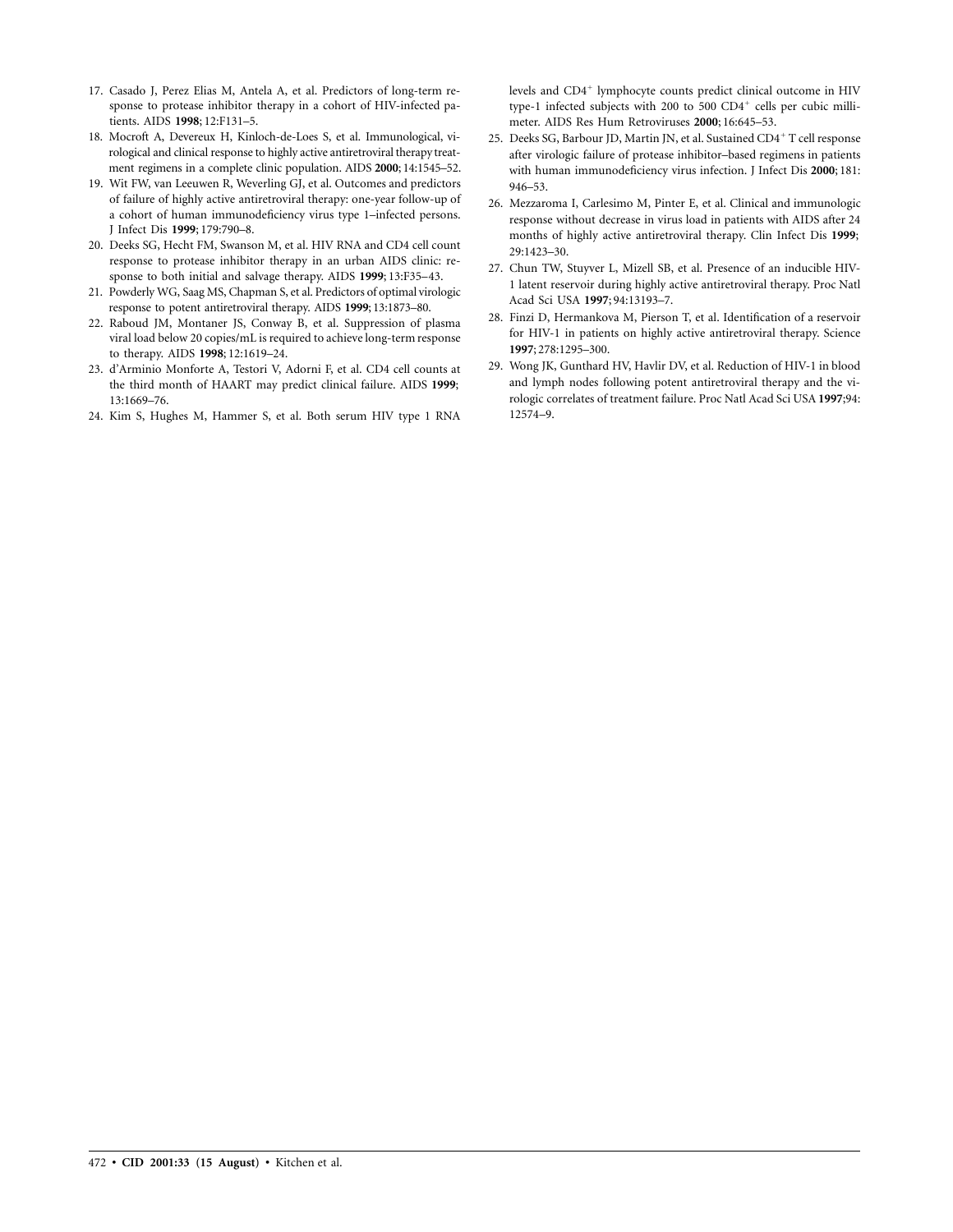17. Casado J, Perez Elias M, Antela A, et al. Predictors of long-term response to protease inhibitor therapy in a cohort of HIV-infected patients. AIDS **1998**; 12:F131–5.
18. Mocroft A, Devereux H, Kinloch-de-Loes S, et al. Immunological, virological and clinical response to highly active antiretroviral therapy treatment regimens in a complete clinic population. AIDS **2000**; 14:1545–52.
19. Wit FW, van Leeuwen R, Weverling GJ, et al. Outcomes and predictors of failure of highly active antiretroviral therapy: one-year follow-up of a cohort of human immunodeficiency virus type 1–infected persons. J Infect Dis **1999**; 179:790–8.
20. Deeks SG, Hecht FM, Swanson M, et al. HIV RNA and CD4 cell count response to protease inhibitor therapy in an urban AIDS clinic: response to both initial and salvage therapy. AIDS **1999**; 13:F35–43.
21. Powderly WG, Saag MS, Chapman S, et al. Predictors of optimal virologic response to potent antiretroviral therapy. AIDS **1999**; 13:1873–80.
22. Raboud JM, Montaner JS, Conway B, et al. Suppression of plasma viral load below 20 copies/mL is required to achieve long-term response to therapy. AIDS **1998**; 12:1619–24.
23. d'Arminio Monforte A, Testori V, Adorni F, et al. CD4 cell counts at the third month of HAART may predict clinical failure. AIDS **1999**; 13:1669–76.
24. Kim S, Hughes M, Hammer S, et al. Both serum HIV type 1 RNA levels and $CD4^+$ lymphocyte counts predict clinical outcome in HIV type-1 infected subjects with 200 to 500 $CD4^+$ cells per cubic millimeter. AIDS Res Hum Retroviruses **2000**; 16:645–53.
25. Deeks SG, Barbour JD, Martin JN, et al. Sustained $CD4^+$ T cell response after virologic failure of protease inhibitor–based regimens in patients with human immunodeficiency virus infection. J Infect Dis **2000**; 181:946–53.
26. Mezzaroma I, Carlesimo M, Pinter E, et al. Clinical and immunologic response without decrease in virus load in patients with AIDS after 24 months of highly active antiretroviral therapy. Clin Infect Dis **1999**; 29:1423–30.
27. Chun TW, Stuyver L, Mizell SB, et al. Presence of an inducible HIV-1 latent reservoir during highly active antiretroviral therapy. Proc Natl Acad Sci USA **1997**; 94:13193–7.
28. Finzi D, Hermankova M, Pierson T, et al. Identification of a reservoir for HIV-1 in patients on highly active antiretroviral therapy. Science **1997**; 278:1295–300.
29. Wong JK, Gunthard HV, Havlir DV, et al. Reduction of HIV-1 in blood and lymph nodes following potent antiretroviral therapy and the virologic correlates of treatment failure. Proc Natl Acad Sci USA **1997**;94: 12574–9.